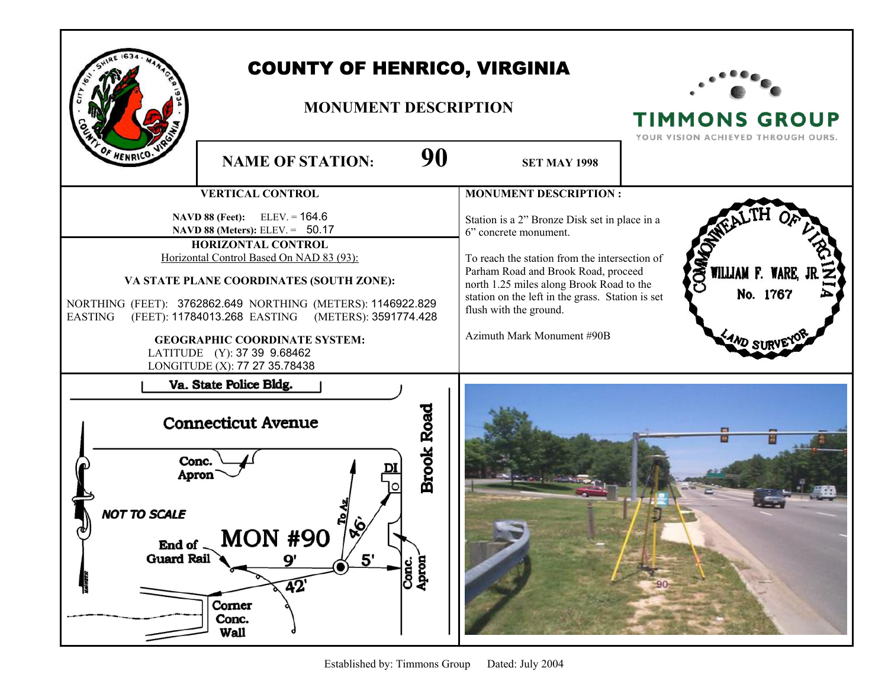# COUNTY OF HENRICO, VIRGINIA

## MONUMENT DESCRIPTION

TIMMONS GROUP
YOUR VISION ACHIEVED THROUGH OURS.

**NAME OF STATION:** **90** **SET MAY 1998**

### VERTICAL CONTROL

**NAVD 88 (Feet):** ELEV. = 164.6
**NAVD 88 (Meters):** ELEV. = 50.17

### HORIZONTAL CONTROL

Horizontal Control Based On NAD 83 (93):

**VA STATE PLANE COORDINATES (SOUTH ZONE):**

NORTHING (FEET): 3762862.649 NORTHING (METERS): 1146922.829
EASTING (FEET): 11784013.268 EASTING (METERS): 3591774.428

**GEOGRAPHIC COORDINATE SYSTEM:**

LATITUDE (Y): 37 39 9.68462
LONGITUDE (X): 77 27 35.78438

### MONUMENT DESCRIPTION :

Station is a 2" Bronze Disk set in place in a 6" concrete monument.

To reach the station from the intersection of Parham Road and Brook Road, proceed north 1.25 miles along Brook Road to the station on the left in the grass. Station is set flush with the ground.

Azimuth Mark Monument #90B

COMMONWEALTH OF VIRGINIA
WILLIAM F. WARE, JR.
No. 1767
LAND SURVEYOR

Va. State Police Bldg.
Connecticut Avenue
Brook Road
Conc. Apron
DI
NOT TO SCALE
To Az.
46'
MON #90
End of Guard Rail
9'
5'
42'
Conc. Apron
Corner Conc. Wall

Established by: Timmons Group Dated: July 2004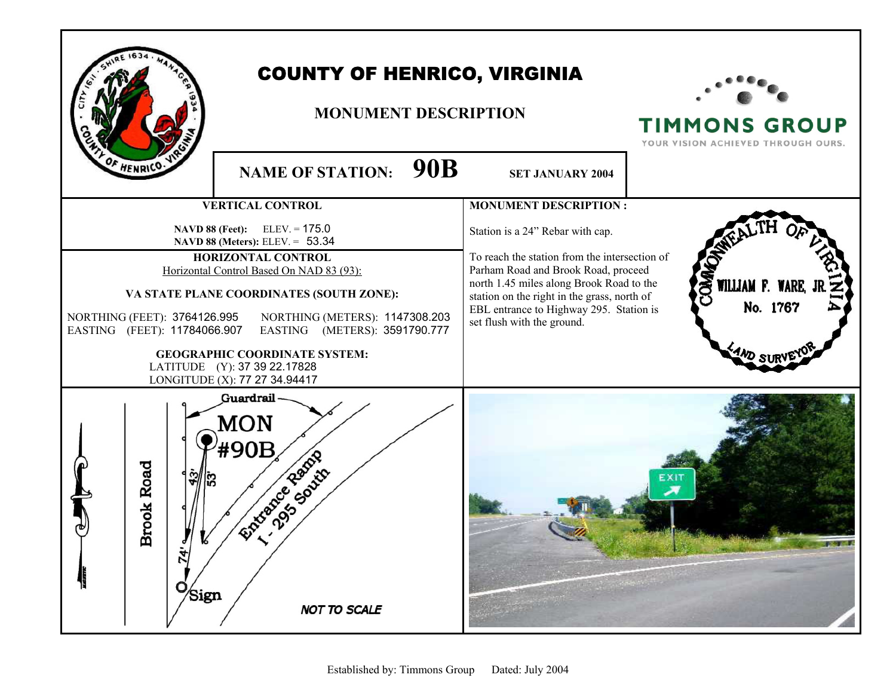# COUNTY OF HENRICO, VIRGINIA

## MONUMENT DESCRIPTION

TIMMONS GROUP
YOUR VISION ACHIEVED THROUGH OURS.

**NAME OF STATION: 90B** **SET JANUARY 2004**

### VERTICAL CONTROL

**NAVD 88 (Feet):** ELEV. = 175.0
**NAVD 88 (Meters):** ELEV. = 53.34

### HORIZONTAL CONTROL

Horizontal Control Based On NAD 83 (93):

**VA STATE PLANE COORDINATES (SOUTH ZONE):**

NORTHING (FEET): 3764126.995 NORTHING (METERS): 1147308.203
EASTING (FEET): 11784066.907 EASTING (METERS): 3591790.777

**GEOGRAPHIC COORDINATE SYSTEM:**

LATITUDE (Y): 37 39 22.17828
LONGITUDE (X): 77 27 34.94417

### MONUMENT DESCRIPTION :

Station is a 24" Rebar with cap.

To reach the station from the intersection of Parham Road and Brook Road, proceed north 1.45 miles along Brook Road to the station on the right in the grass, north of EBL entrance to Highway 295. Station is set flush with the ground.

COMMONWEALTH OF VIRGINIA
WILLIAM F. WARE, JR.
No. 1767
LAND SURVEYOR

Guardrail
MON #90B
43'
53'
74'
Sign
Brook Road
Entrance Ramp I - 295 South
NOT TO SCALE

EXIT

Established by: Timmons Group Dated: July 2004